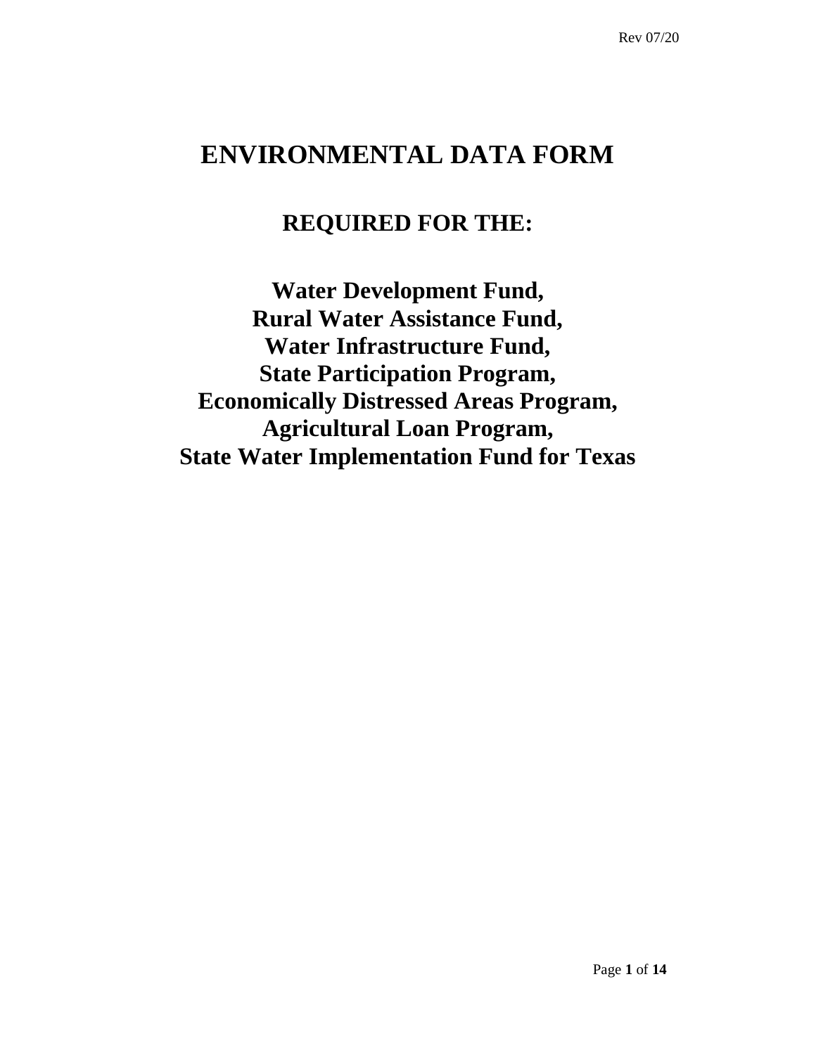# ENVIRONMENTAL DATA FORM

## REQUIRED FOR THE:

**Water Development Fund,**
**Rural Water Assistance Fund,**
**Water Infrastructure Fund,**
**State Participation Program,**
**Economically Distressed Areas Program,**
**Agricultural Loan Program,**
**State Water Implementation Fund for Texas**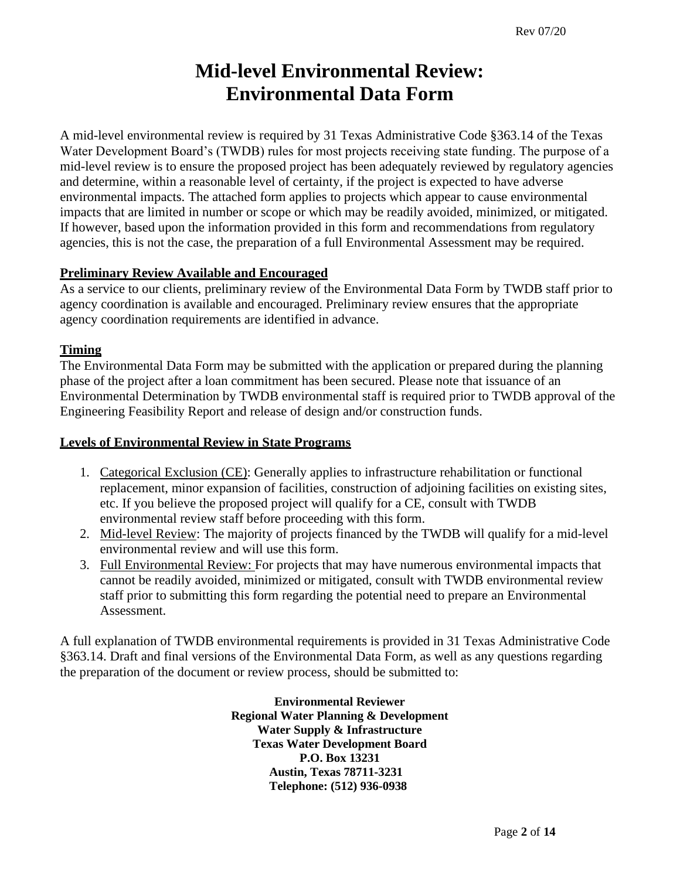# Mid-level Environmental Review: Environmental Data Form

A mid-level environmental review is required by 31 Texas Administrative Code §363.14 of the Texas Water Development Board's (TWDB) rules for most projects receiving state funding. The purpose of a mid-level review is to ensure the proposed project has been adequately reviewed by regulatory agencies and determine, within a reasonable level of certainty, if the project is expected to have adverse environmental impacts. The attached form applies to projects which appear to cause environmental impacts that are limited in number or scope or which may be readily avoided, minimized, or mitigated. If however, based upon the information provided in this form and recommendations from regulatory agencies, this is not the case, the preparation of a full Environmental Assessment may be required.

**Preliminary Review Available and Encouraged**

As a service to our clients, preliminary review of the Environmental Data Form by TWDB staff prior to agency coordination is available and encouraged. Preliminary review ensures that the appropriate agency coordination requirements are identified in advance.

**Timing**

The Environmental Data Form may be submitted with the application or prepared during the planning phase of the project after a loan commitment has been secured. Please note that issuance of an Environmental Determination by TWDB environmental staff is required prior to TWDB approval of the Engineering Feasibility Report and release of design and/or construction funds.

**Levels of Environmental Review in State Programs**

1. Categorical Exclusion (CE): Generally applies to infrastructure rehabilitation or functional replacement, minor expansion of facilities, construction of adjoining facilities on existing sites, etc. If you believe the proposed project will qualify for a CE, consult with TWDB environmental review staff before proceeding with this form.
2. Mid-level Review: The majority of projects financed by the TWDB will qualify for a mid-level environmental review and will use this form.
3. Full Environmental Review: For projects that may have numerous environmental impacts that cannot be readily avoided, minimized or mitigated, consult with TWDB environmental review staff prior to submitting this form regarding the potential need to prepare an Environmental Assessment.

A full explanation of TWDB environmental requirements is provided in 31 Texas Administrative Code §363.14. Draft and final versions of the Environmental Data Form, as well as any questions regarding the preparation of the document or review process, should be submitted to:

**Environmental Reviewer**
**Regional Water Planning & Development**
**Water Supply & Infrastructure**
**Texas Water Development Board**
**P.O. Box 13231**
**Austin, Texas 78711-3231**
**Telephone: (512) 936-0938**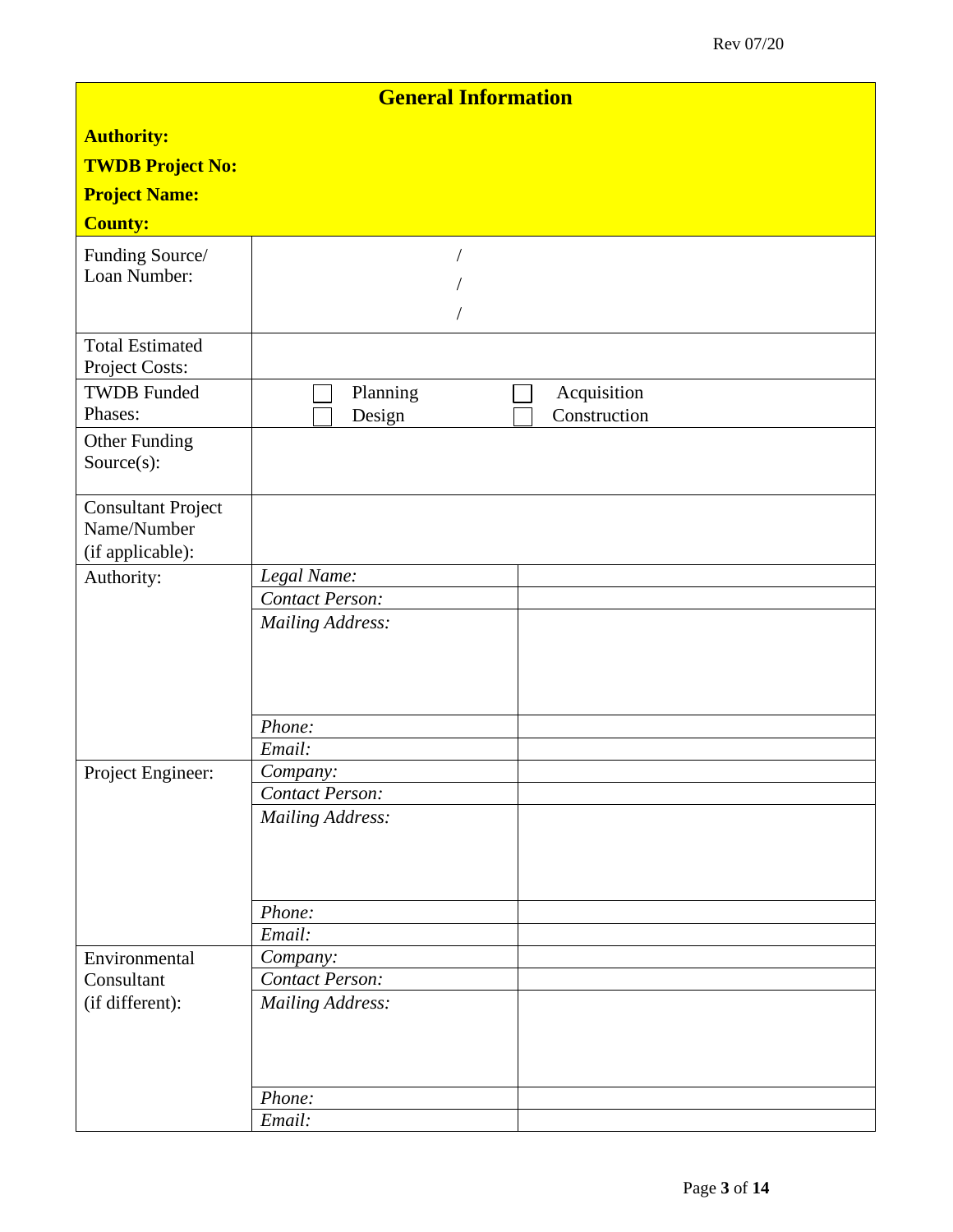Rev 07/20

## General Information

**Authority:**

**TWDB Project No:**

**Project Name:**

**County:**

| | | |
|---|---|---|
| Funding Source/ Loan Number: | / <br> / <br> / | |
| Total Estimated Project Costs: | | |
| TWDB Funded Phases: | ☐ Planning <br> ☐ Design | ☐ Acquisition <br> ☐ Construction |
| Other Funding Source(s): | | |
| Consultant Project Name/Number (if applicable): | | |
| Authority: | *Legal Name:* | |
| | *Contact Person:* | |
| | *Mailing Address:* | |
| | *Phone:* | |
| | *Email:* | |
| Project Engineer: | *Company:* | |
| | *Contact Person:* | |
| | *Mailing Address:* | |
| | *Phone:* | |
| | *Email:* | |
| Environmental Consultant (if different): | *Company:* | |
| | *Contact Person:* | |
| | *Mailing Address:* | |
| | *Phone:* | |
| | *Email:* | |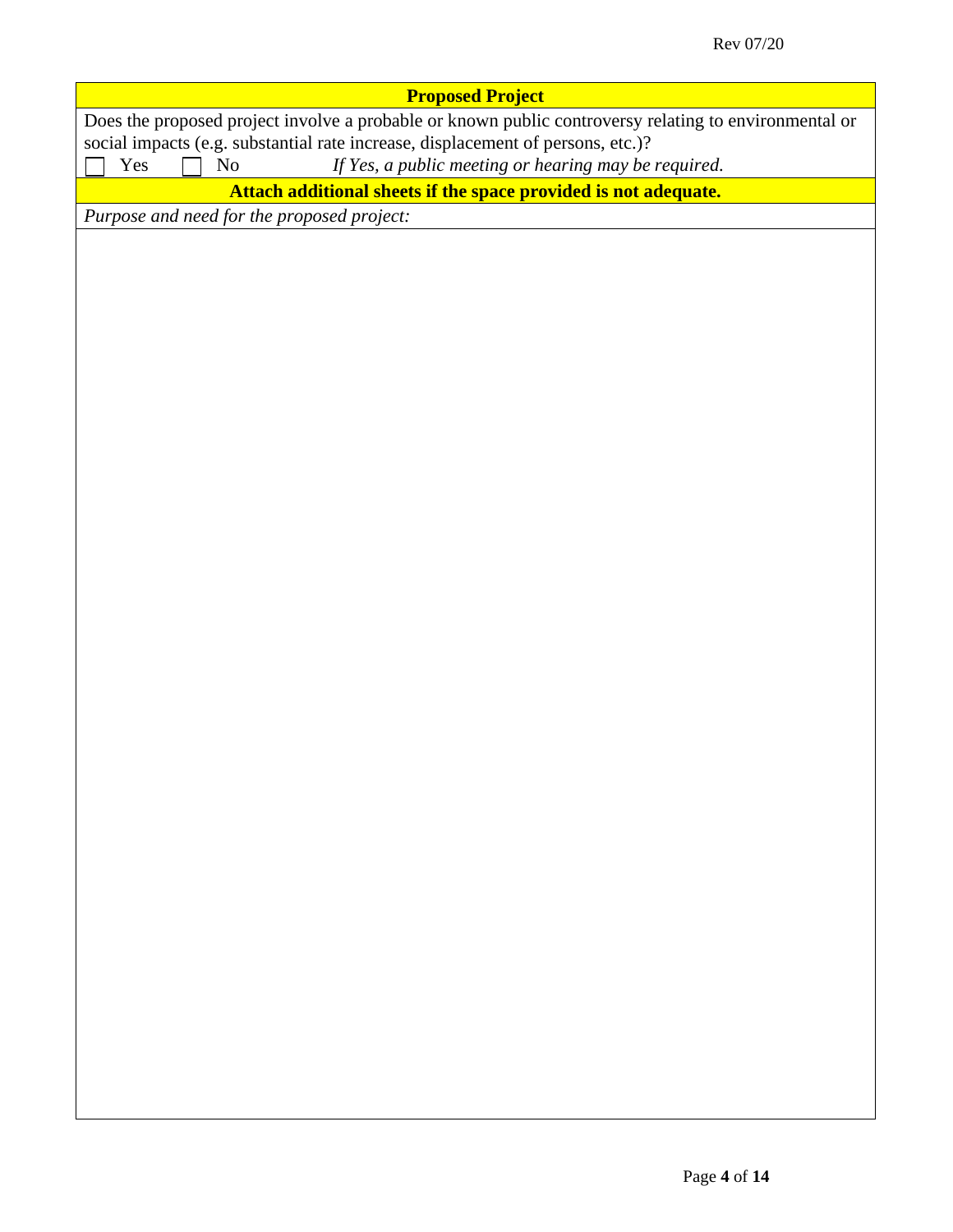## Proposed Project

Does the proposed project involve a probable or known public controversy relating to environmental or social impacts (e.g. substantial rate increase, displacement of persons, etc.)?

☐ Yes ☐ No *If Yes, a public meeting or hearing may be required.*

**Attach additional sheets if the space provided is not adequate.**

*Purpose and need for the proposed project:*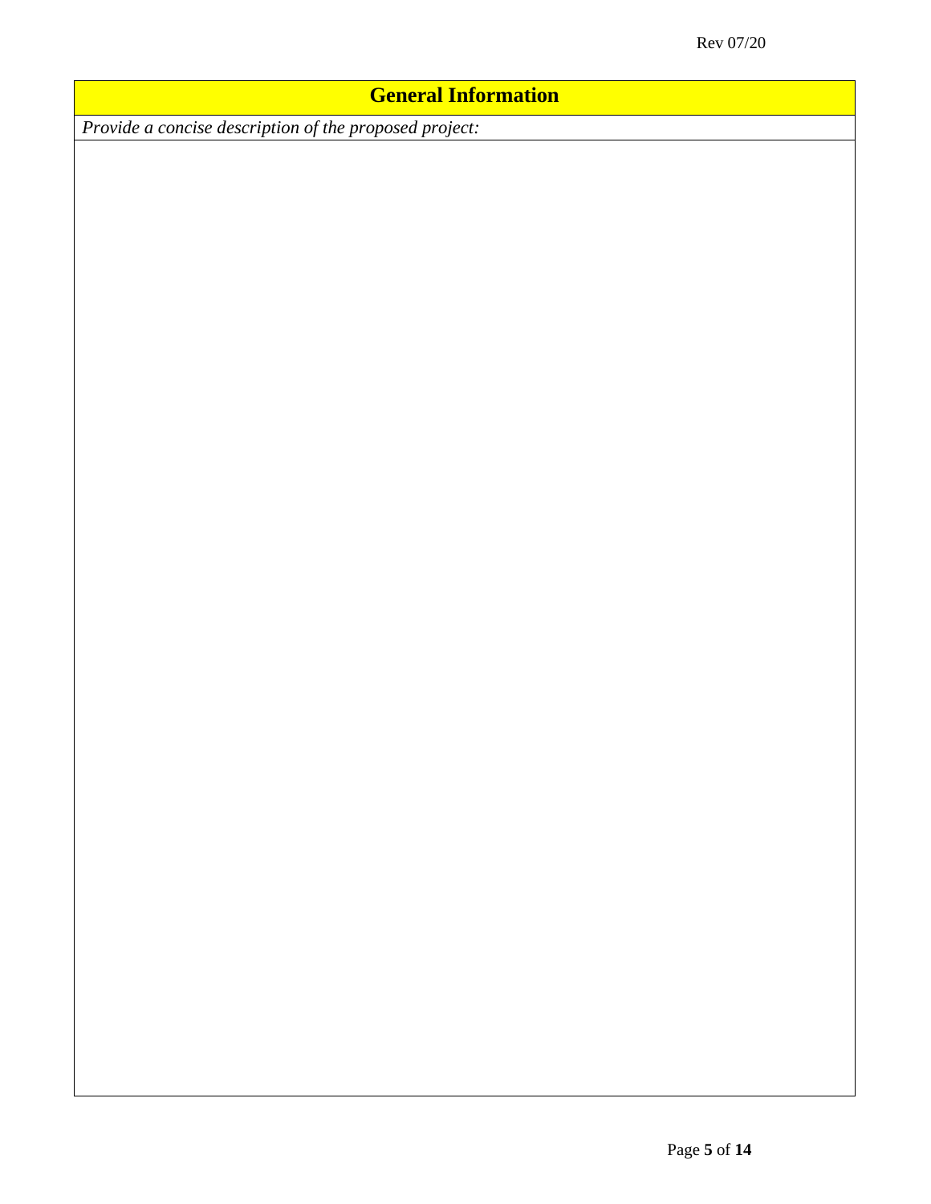## General Information

*Provide a concise description of the proposed project:*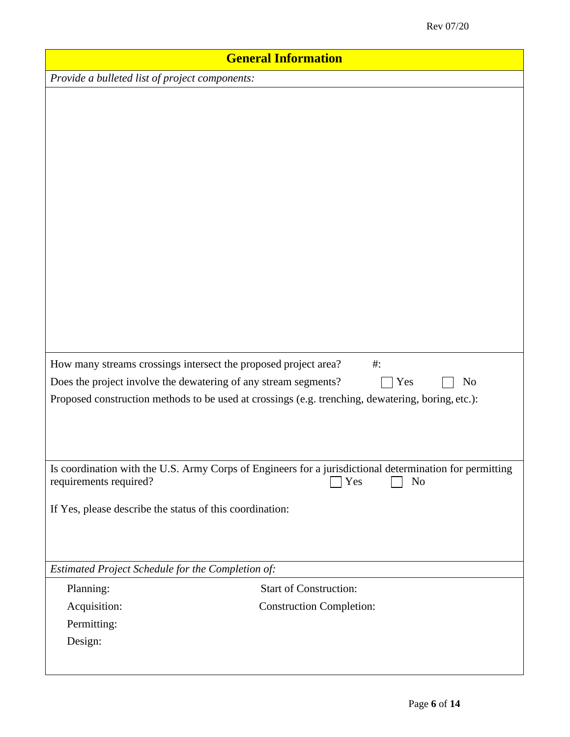## General Information

*Provide a bulleted list of project components:*

How many streams crossings intersect the proposed project area? #:

Does the project involve the dewatering of any stream segments? ☐ Yes ☐ No

Proposed construction methods to be used at crossings (e.g. trenching, dewatering, boring, etc.):

Is coordination with the U.S. Army Corps of Engineers for a jurisdictional determination for permitting requirements required? ☐ Yes ☐ No

If Yes, please describe the status of this coordination:

*Estimated Project Schedule for the Completion of:*

Planning:

Acquisition:

Permitting:

Design:

Start of Construction:

Construction Completion: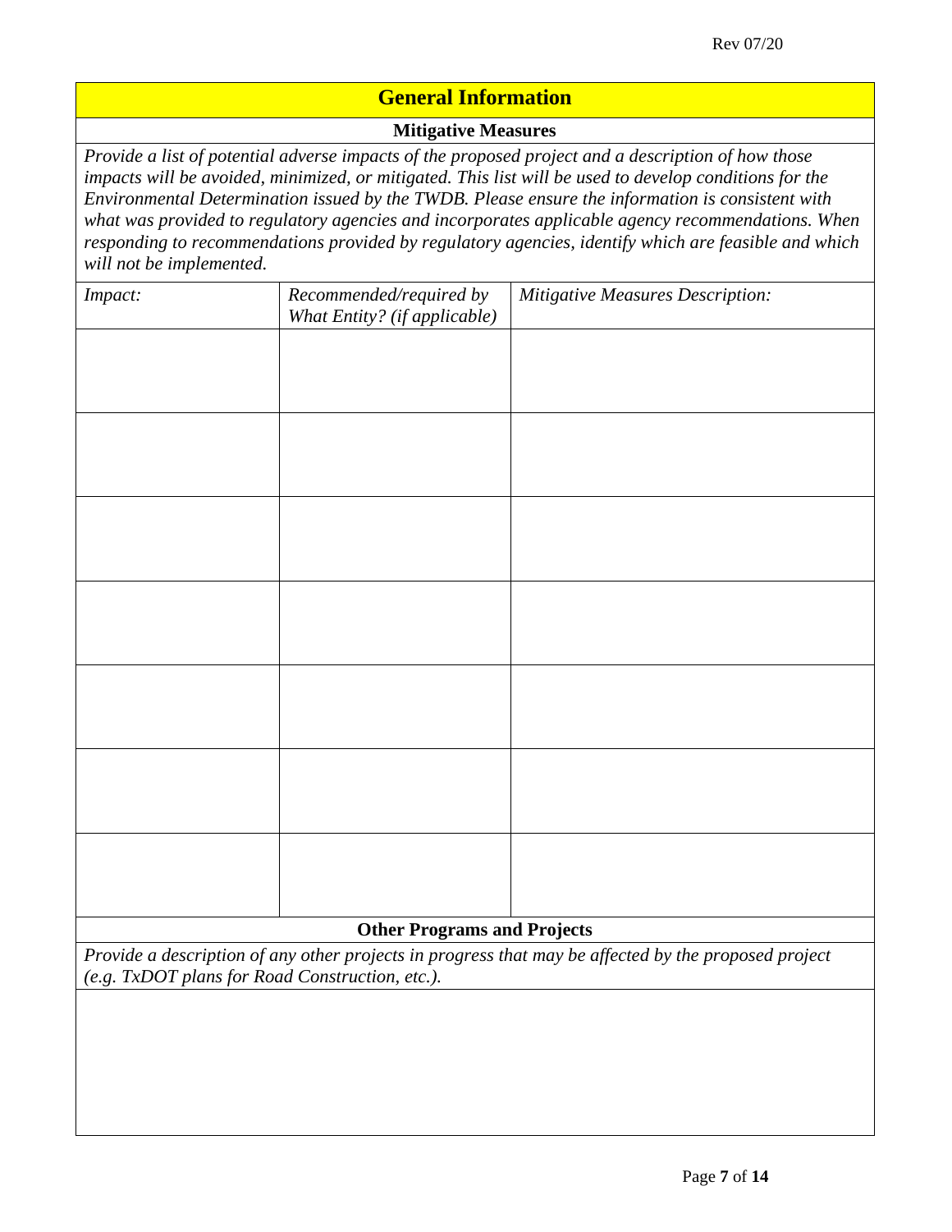## General Information

### Mitigative Measures

*Provide a list of potential adverse impacts of the proposed project and a description of how those impacts will be avoided, minimized, or mitigated. This list will be used to develop conditions for the Environmental Determination issued by the TWDB. Please ensure the information is consistent with what was provided to regulatory agencies and incorporates applicable agency recommendations. When responding to recommendations provided by regulatory agencies, identify which are feasible and which will not be implemented.*

| *Impact:* | *Recommended/required by What Entity? (if applicable)* | *Mitigative Measures Description:* |
|---|---|---|
| | | |
| | | |
| | | |
| | | |
| | | |
| | | |
| | | |

### Other Programs and Projects

*Provide a description of any other projects in progress that may be affected by the proposed project (e.g. TxDOT plans for Road Construction, etc.).*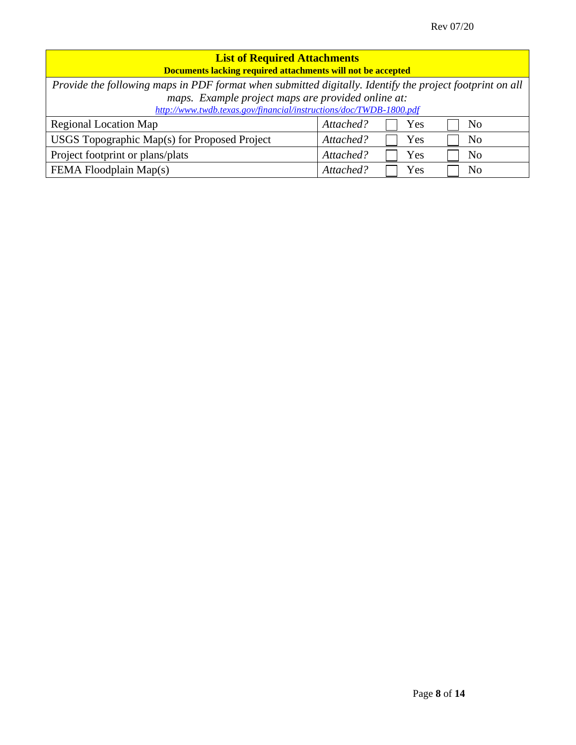## List of Required Attachments

**Documents lacking required attachments will not be accepted**

*Provide the following maps in PDF format when submitted digitally. Identify the project footprint on all maps. Example project maps are provided online at:*
*http://www.twdb.texas.gov/financial/instructions/doc/TWDB-1800.pdf*

| Required Attachment | Attached? | Yes | No |
|---|---|---|---|
| Regional Location Map | *Attached?* | ☐ Yes | ☐ No |
| USGS Topographic Map(s) for Proposed Project | *Attached?* | ☐ Yes | ☐ No |
| Project footprint or plans/plats | *Attached?* | ☐ Yes | ☐ No |
| FEMA Floodplain Map(s) | *Attached?* | ☐ Yes | ☐ No |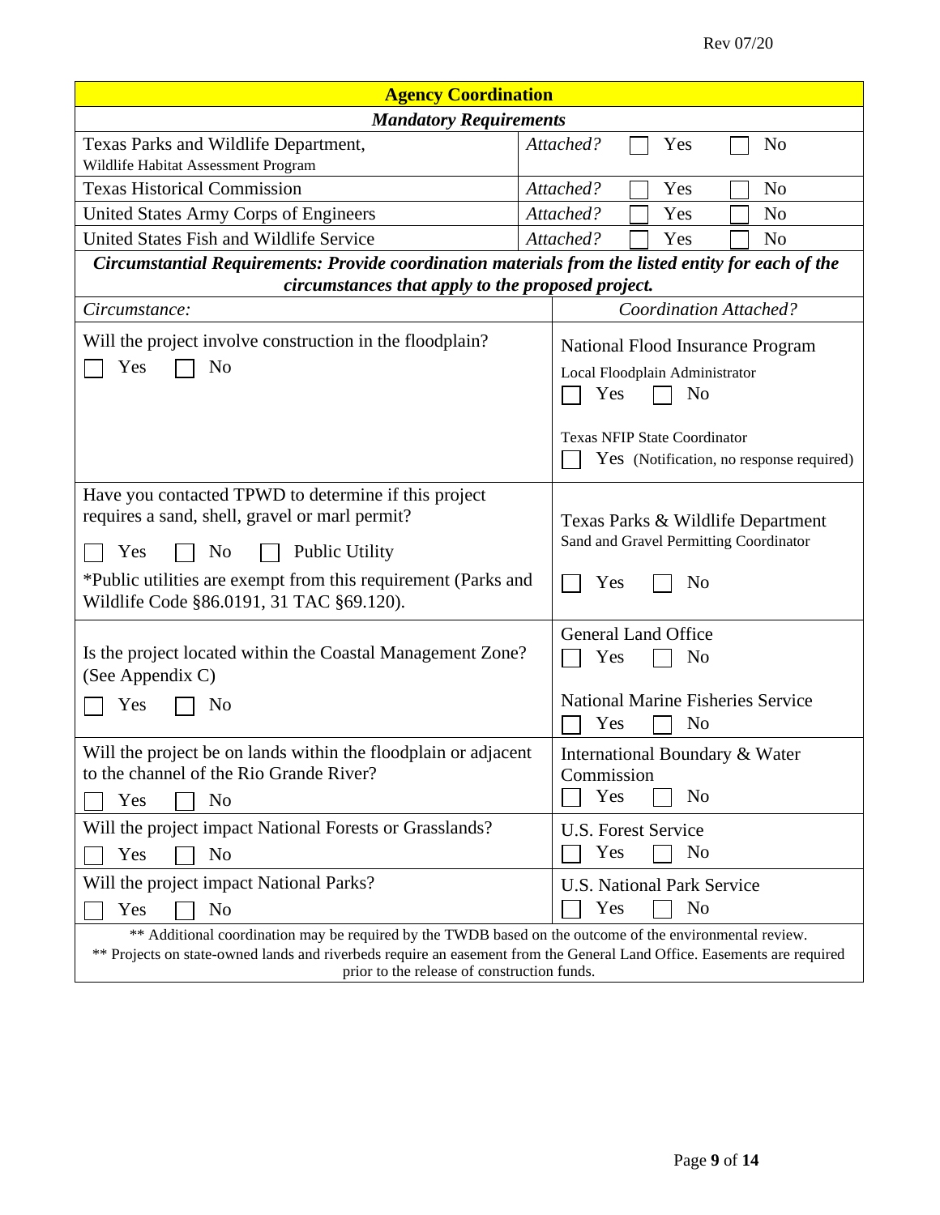## Agency Coordination

### *Mandatory Requirements*

| Agency | Attached? |
|---|---|
| Texas Parks and Wildlife Department, Wildlife Habitat Assessment Program | *Attached?* ☐ Yes ☐ No |
| Texas Historical Commission | *Attached?* ☐ Yes ☐ No |
| United States Army Corps of Engineers | *Attached?* ☐ Yes ☐ No |
| United States Fish and Wildlife Service | *Attached?* ☐ Yes ☐ No |

***Circumstantial Requirements: Provide coordination materials from the listed entity for each of the circumstances that apply to the proposed project.***

| *Circumstance:* | *Coordination Attached?* |
|---|---|
| Will the project involve construction in the floodplain?<br>☐ Yes ☐ No | National Flood Insurance Program<br>Local Floodplain Administrator<br>☐ Yes ☐ No<br><br>Texas NFIP State Coordinator<br>☐ Yes (Notification, no response required) |
| Have you contacted TPWD to determine if this project requires a sand, shell, gravel or marl permit?<br>☐ Yes ☐ No ☐ Public Utility<br>*Public utilities are exempt from this requirement (Parks and Wildlife Code §86.0191, 31 TAC §69.120). | Texas Parks & Wildlife Department<br>Sand and Gravel Permitting Coordinator<br>☐ Yes ☐ No |
| Is the project located within the Coastal Management Zone? (See Appendix C)<br>☐ Yes ☐ No | General Land Office<br>☐ Yes ☐ No<br><br>National Marine Fisheries Service<br>☐ Yes ☐ No |
| Will the project be on lands within the floodplain or adjacent to the channel of the Rio Grande River?<br>☐ Yes ☐ No | International Boundary & Water Commission<br>☐ Yes ☐ No |
| Will the project impact National Forests or Grasslands?<br>☐ Yes ☐ No | U.S. Forest Service<br>☐ Yes ☐ No |
| Will the project impact National Parks?<br>☐ Yes ☐ No | U.S. National Park Service<br>☐ Yes ☐ No |

** Additional coordination may be required by the TWDB based on the outcome of the environmental review.

** Projects on state-owned lands and riverbeds require an easement from the General Land Office. Easements are required prior to the release of construction funds.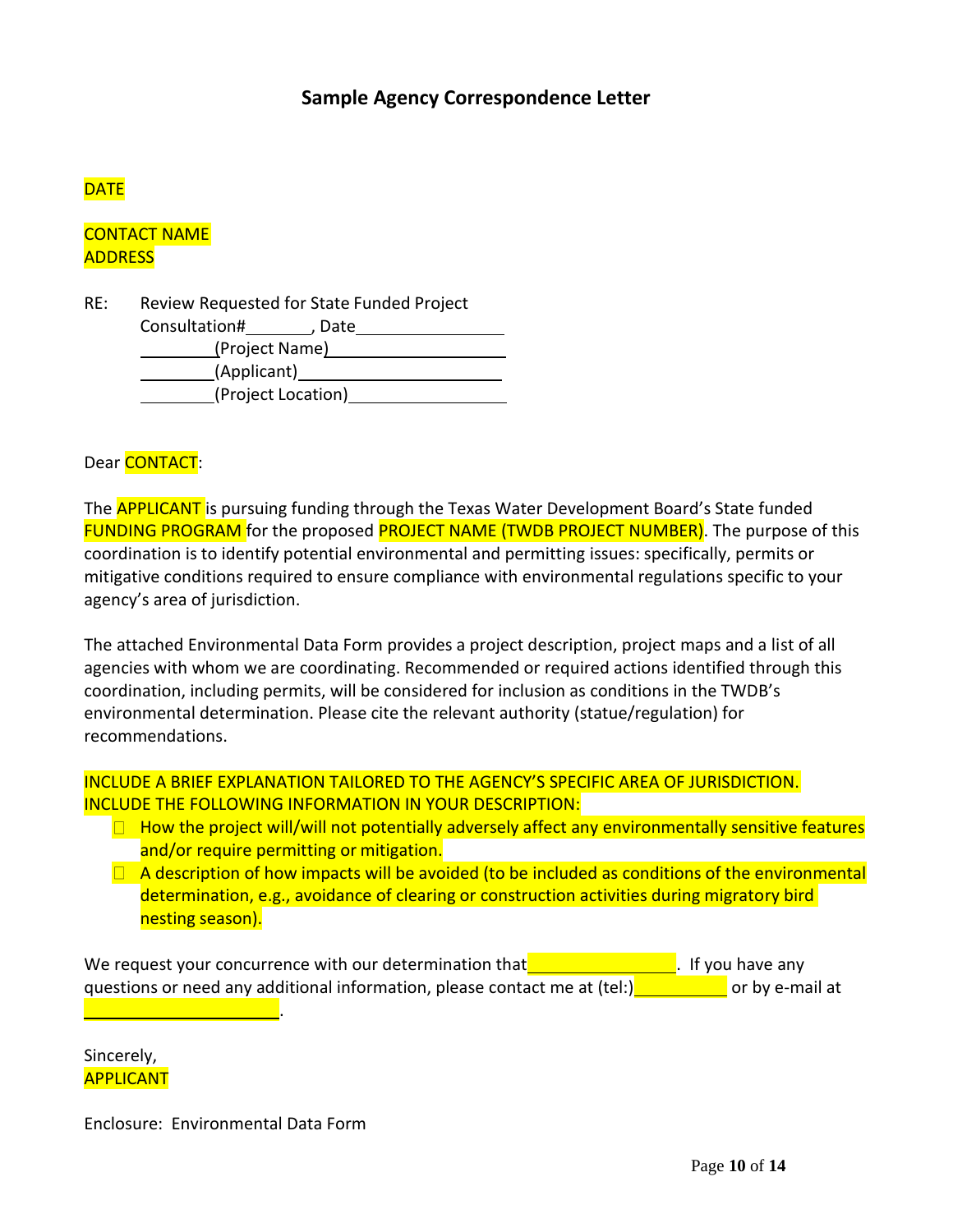## Sample Agency Correspondence Letter

DATE

CONTACT NAME
ADDRESS

RE: Review Requested for State Funded Project
Consultation#_______, Date________________
________(Project Name)____________________
________(Applicant)______________________
________(Project Location)_________________

Dear CONTACT:

The APPLICANT is pursuing funding through the Texas Water Development Board's State funded FUNDING PROGRAM for the proposed PROJECT NAME (TWDB PROJECT NUMBER). The purpose of this coordination is to identify potential environmental and permitting issues: specifically, permits or mitigative conditions required to ensure compliance with environmental regulations specific to your agency's area of jurisdiction.

The attached Environmental Data Form provides a project description, project maps and a list of all agencies with whom we are coordinating. Recommended or required actions identified through this coordination, including permits, will be considered for inclusion as conditions in the TWDB's environmental determination. Please cite the relevant authority (statue/regulation) for recommendations.

INCLUDE A BRIEF EXPLANATION TAILORED TO THE AGENCY'S SPECIFIC AREA OF JURISDICTION. INCLUDE THE FOLLOWING INFORMATION IN YOUR DESCRIPTION:

- How the project will/will not potentially adversely affect any environmentally sensitive features and/or require permitting or mitigation.
- A description of how impacts will be avoided (to be included as conditions of the environmental determination, e.g., avoidance of clearing or construction activities during migratory bird nesting season).

We request your concurrence with our determination that________________. If you have any questions or need any additional information, please contact me at (tel:)__________ or by e-mail at ______________________.

Sincerely,
APPLICANT

Enclosure: Environmental Data Form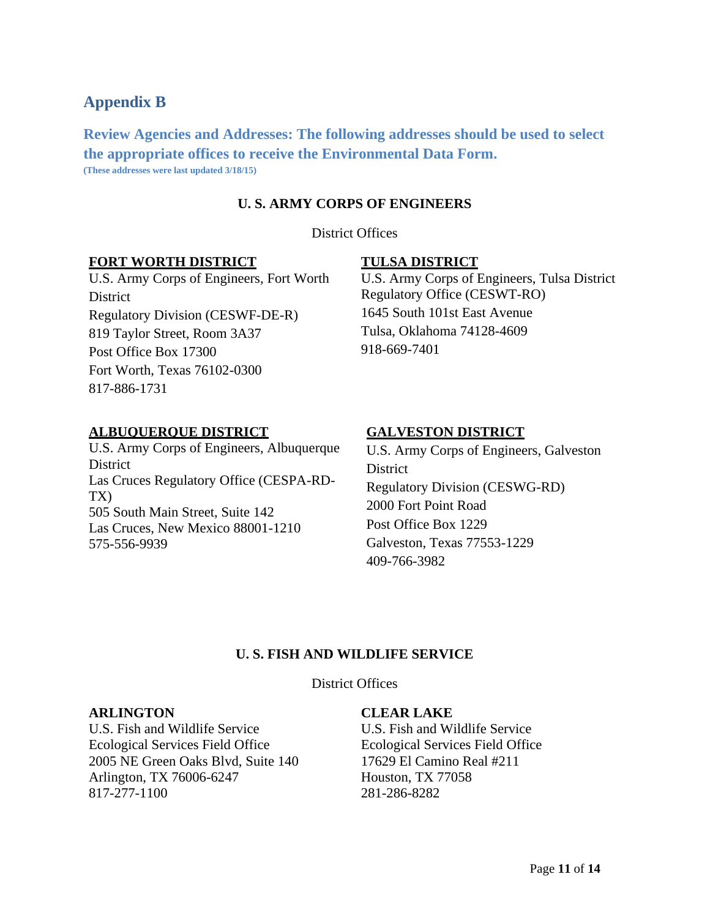# Appendix B

## Review Agencies and Addresses: The following addresses should be used to select the appropriate offices to receive the Environmental Data Form.

**(These addresses were last updated 3/18/15)**

### U. S. ARMY CORPS OF ENGINEERS

District Offices

**FORT WORTH DISTRICT**
U.S. Army Corps of Engineers, Fort Worth District
Regulatory Division (CESWF-DE-R)
819 Taylor Street, Room 3A37
Post Office Box 17300
Fort Worth, Texas 76102-0300
817-886-1731

**TULSA DISTRICT**
U.S. Army Corps of Engineers, Tulsa District
Regulatory Office (CESWT-RO)
1645 South 101st East Avenue
Tulsa, Oklahoma 74128-4609
918-669-7401

**ALBUQUERQUE DISTRICT**
U.S. Army Corps of Engineers, Albuquerque District
Las Cruces Regulatory Office (CESPA-RD-TX)
505 South Main Street, Suite 142
Las Cruces, New Mexico 88001-1210
575-556-9939

**GALVESTON DISTRICT**
U.S. Army Corps of Engineers, Galveston District
Regulatory Division (CESWG-RD)
2000 Fort Point Road
Post Office Box 1229
Galveston, Texas 77553-1229
409-766-3982

### U. S. FISH AND WILDLIFE SERVICE

District Offices

**ARLINGTON**
U.S. Fish and Wildlife Service
Ecological Services Field Office
2005 NE Green Oaks Blvd, Suite 140
Arlington, TX 76006-6247
817-277-1100

**CLEAR LAKE**
U.S. Fish and Wildlife Service
Ecological Services Field Office
17629 El Camino Real #211
Houston, TX 77058
281-286-8282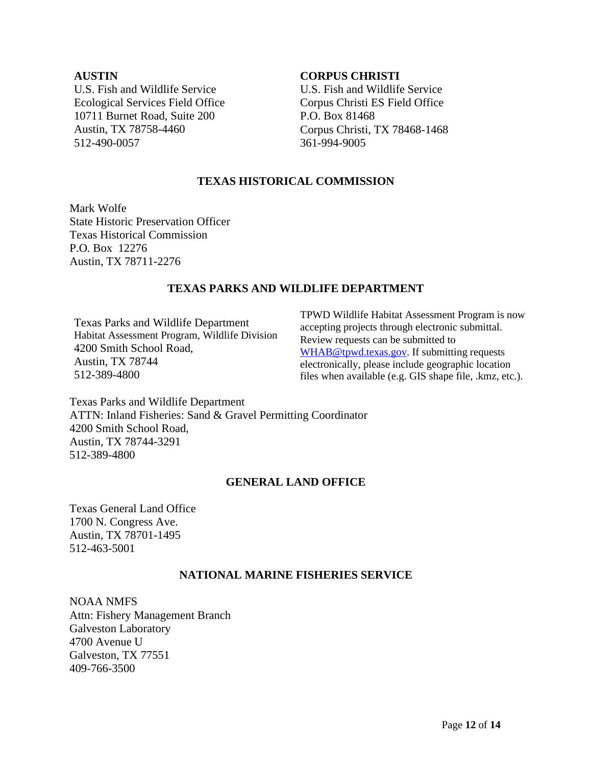**AUSTIN**
U.S. Fish and Wildlife Service
Ecological Services Field Office
10711 Burnet Road, Suite 200
Austin, TX 78758-4460
512-490-0057

**CORPUS CHRISTI**
U.S. Fish and Wildlife Service
Corpus Christi ES Field Office
P.O. Box 81468
Corpus Christi, TX 78468-1468
361-994-9005

## TEXAS HISTORICAL COMMISSION

Mark Wolfe
State Historic Preservation Officer
Texas Historical Commission
P.O. Box 12276
Austin, TX 78711-2276

## TEXAS PARKS AND WILDLIFE DEPARTMENT

Texas Parks and Wildlife Department
Habitat Assessment Program, Wildlife Division
4200 Smith School Road,
Austin, TX 78744
512-389-4800

TPWD Wildlife Habitat Assessment Program is now accepting projects through electronic submittal. Review requests can be submitted to WHAB@tpwd.texas.gov. If submitting requests electronically, please include geographic location files when available (e.g. GIS shape file, .kmz, etc.).

Texas Parks and Wildlife Department
ATTN: Inland Fisheries: Sand & Gravel Permitting Coordinator
4200 Smith School Road,
Austin, TX 78744-3291
512-389-4800

## GENERAL LAND OFFICE

Texas General Land Office
1700 N. Congress Ave.
Austin, TX 78701-1495
512-463-5001

## NATIONAL MARINE FISHERIES SERVICE

NOAA NMFS
Attn: Fishery Management Branch
Galveston Laboratory
4700 Avenue U
Galveston, TX 77551
409-766-3500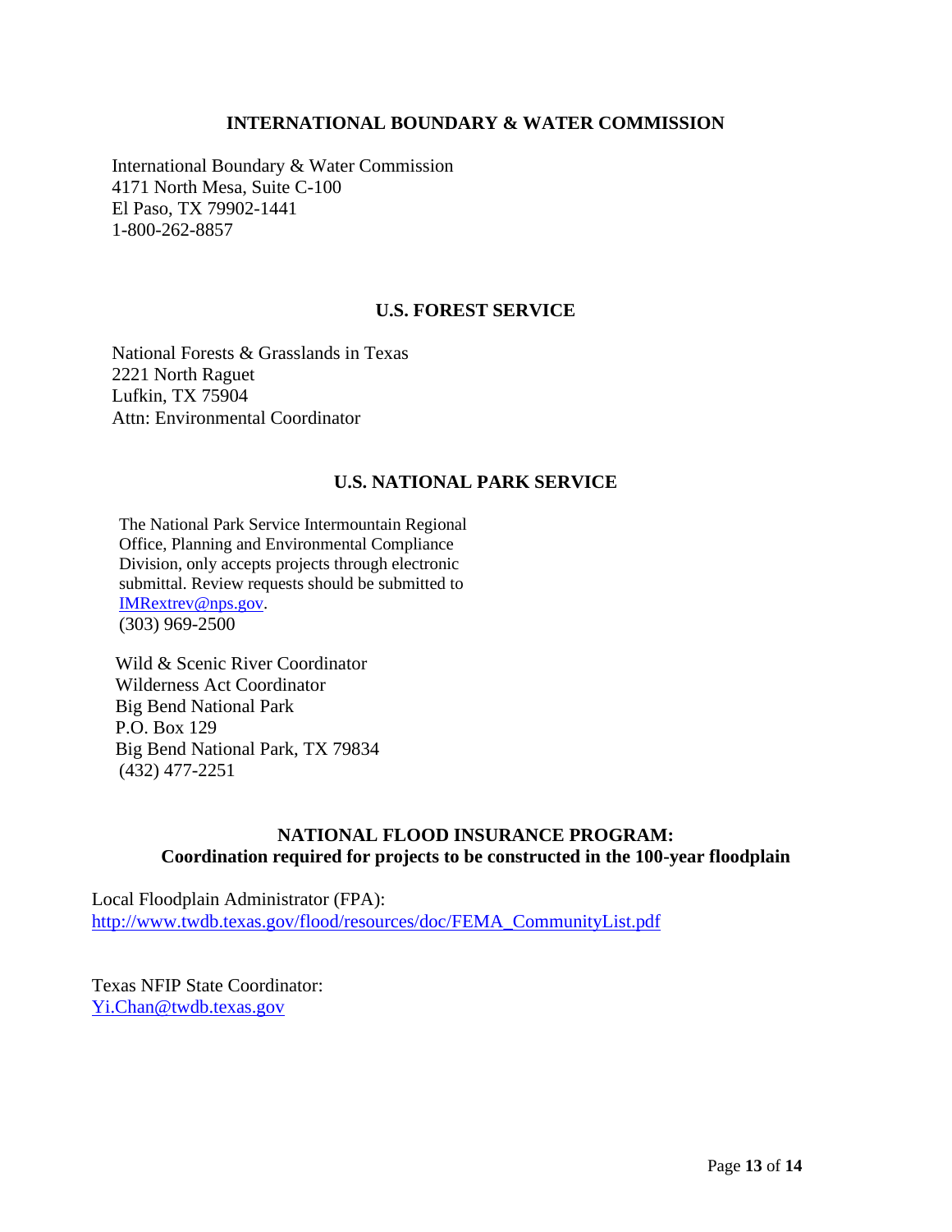## INTERNATIONAL BOUNDARY & WATER COMMISSION

International Boundary & Water Commission
4171 North Mesa, Suite C-100
El Paso, TX 79902-1441
1-800-262-8857

## U.S. FOREST SERVICE

National Forests & Grasslands in Texas
2221 North Raguet
Lufkin, TX 75904
Attn: Environmental Coordinator

## U.S. NATIONAL PARK SERVICE

The National Park Service Intermountain Regional Office, Planning and Environmental Compliance Division, only accepts projects through electronic submittal. Review requests should be submitted to IMRextrev@nps.gov.
(303) 969-2500

Wild & Scenic River Coordinator
Wilderness Act Coordinator
Big Bend National Park
P.O. Box 129
Big Bend National Park, TX 79834
(432) 477-2251

## NATIONAL FLOOD INSURANCE PROGRAM: Coordination required for projects to be constructed in the 100-year floodplain

Local Floodplain Administrator (FPA):
http://www.twdb.texas.gov/flood/resources/doc/FEMA_CommunityList.pdf

Texas NFIP State Coordinator:
Yi.Chan@twdb.texas.gov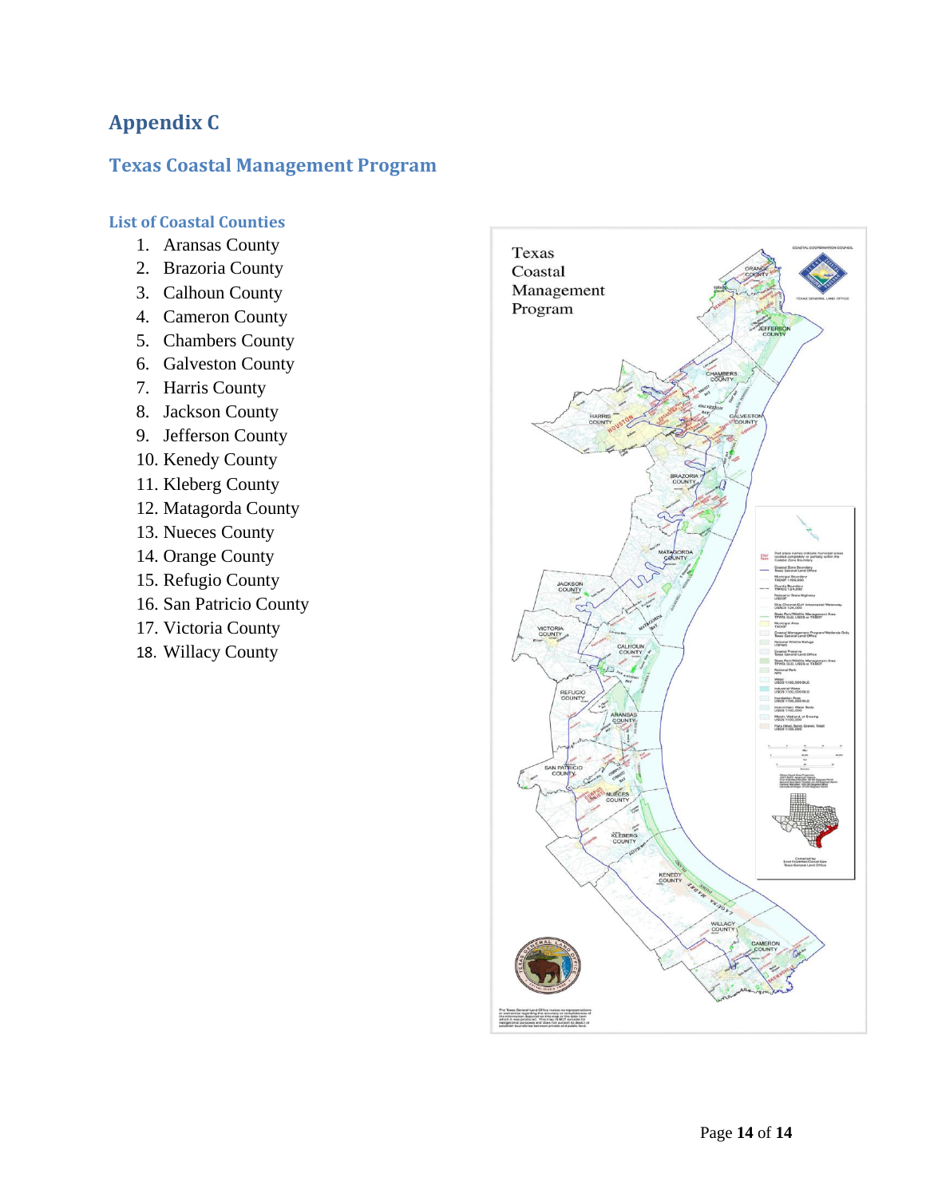# Appendix C

## Texas Coastal Management Program

### List of Coastal Counties

1. Aransas County
2. Brazoria County
3. Calhoun County
4. Cameron County
5. Chambers County
6. Galveston County
7. Harris County
8. Jackson County
9. Jefferson County
10. Kenedy County
11. Kleberg County
12. Matagorda County
13. Nueces County
14. Orange County
15. Refugio County
16. San Patricio County
17. Victoria County
18. Willacy County

Texas Coastal Management Program